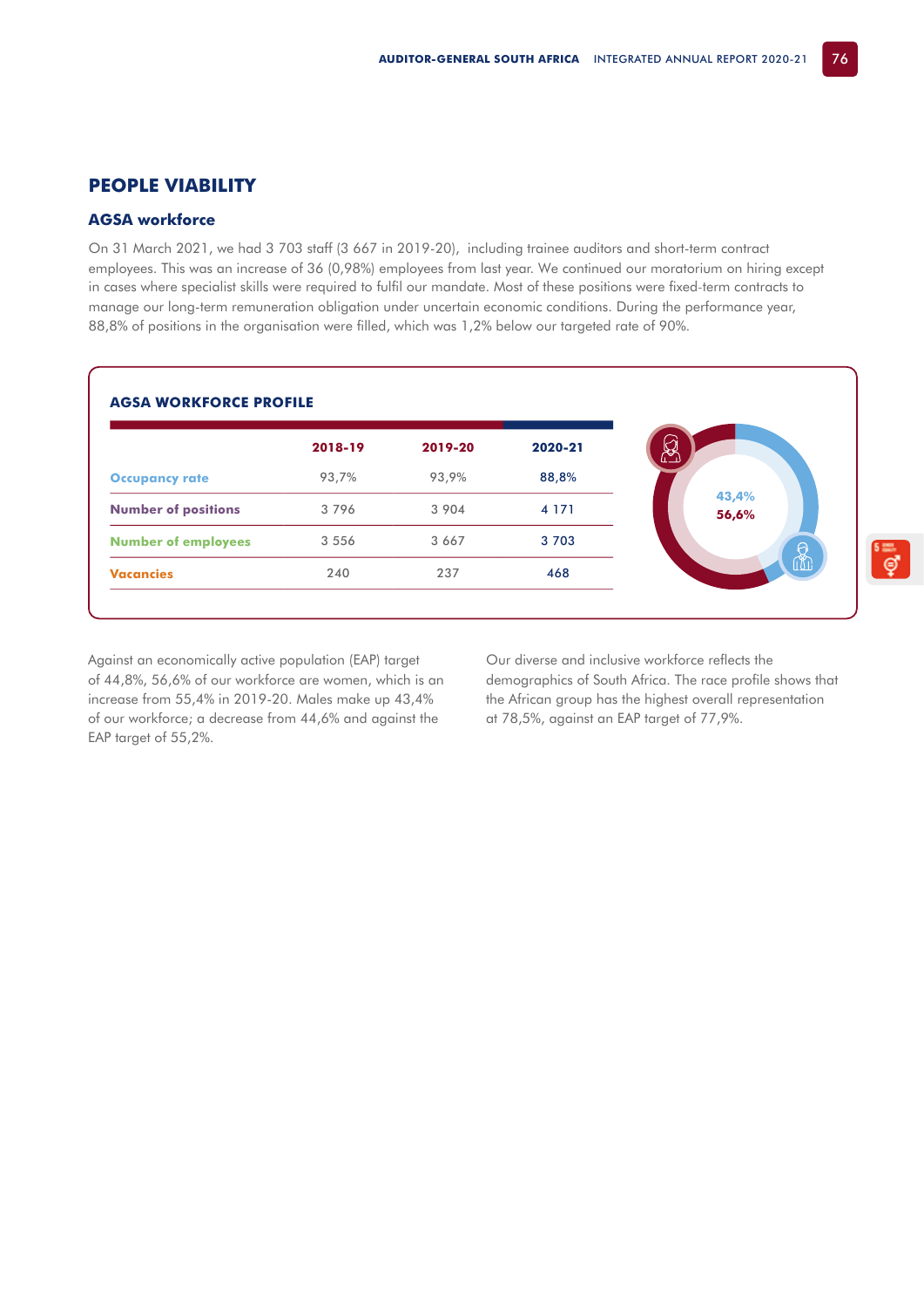# PEOPLE VIABILITY

## AGSA workforce

On 31 March 2021, we had 3 703 staff (3 667 in 2019-20), including trainee auditors and short-term contract employees. This was an increase of 36 (0,98%) employees from last year. We continued our moratorium on hiring except in cases where specialist skills were required to fulfil our mandate. Most of these positions were fixed-term contracts to manage our long-term remuneration obligation under uncertain economic conditions. During the performance year, 88,8% of positions in the organisation were filled, which was 1,2% below our targeted rate of 90%.

### AGSA WORKFORCE PROFILE

| | 2018-19 | 2019-20 | 2020-21 |
|---|---|---|---|
| Occupancy rate | 93,7% | 93,9% | 88,8% |
| Number of positions | 3 796 | 3 904 | 4 171 |
| Number of employees | 3 556 | 3 667 | 3 703 |
| Vacancies | 240 | 237 | 468 |

43,4%
56,6%

Against an economically active population (EAP) target of 44,8%, 56,6% of our workforce are women, which is an increase from 55,4% in 2019-20. Males make up 43,4% of our workforce; a decrease from 44,6% and against the EAP target of 55,2%.

Our diverse and inclusive workforce reflects the demographics of South Africa. The race profile shows that the African group has the highest overall representation at 78,5%, against an EAP target of 77,9%.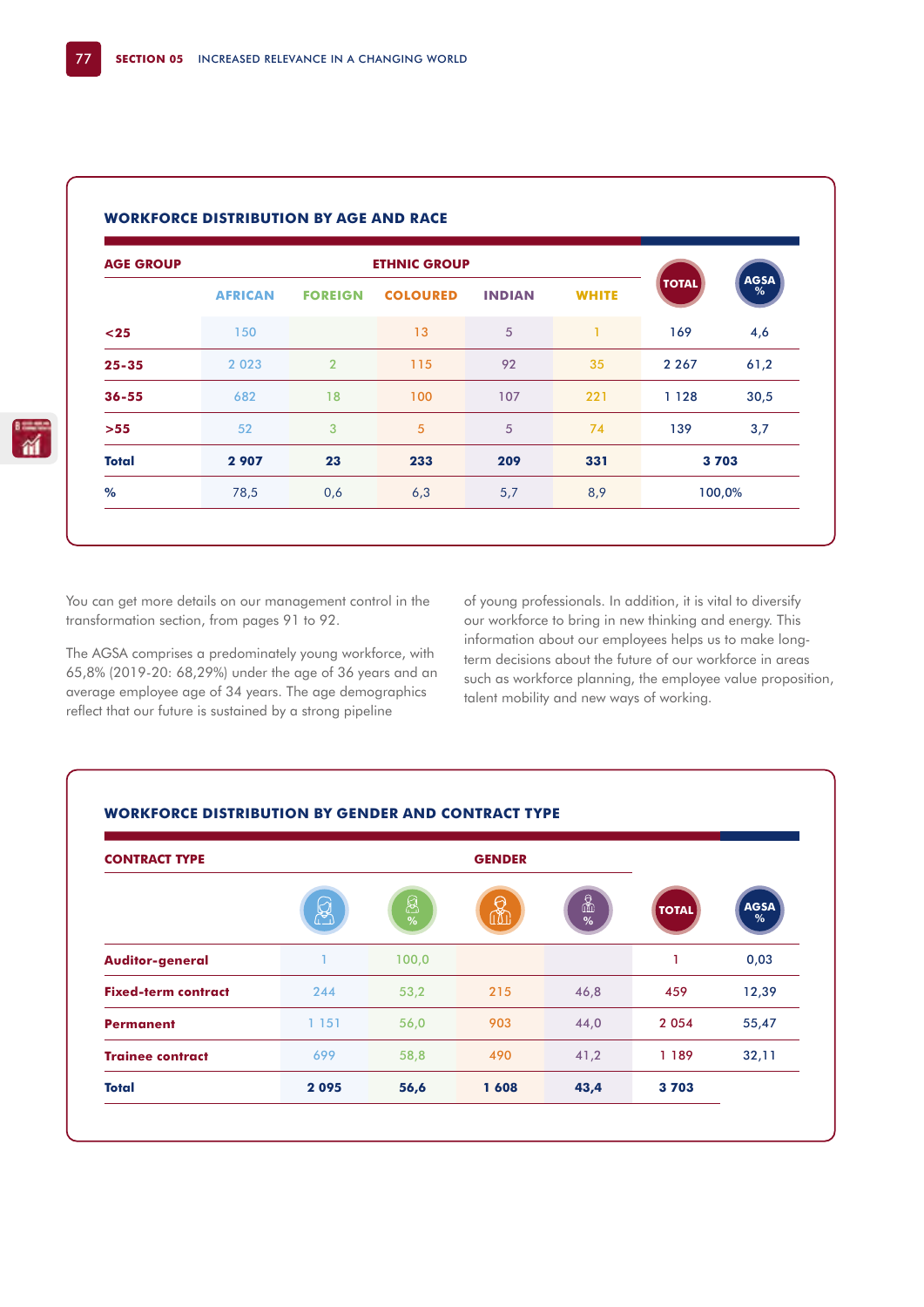## WORKFORCE DISTRIBUTION BY AGE AND RACE

| AGE GROUP | ETHNIC GROUP | | | | | TOTAL | AGSA % |
|---|---|---|---|---|---|---|---|
| | AFRICAN | FOREIGN | COLOURED | INDIAN | WHITE | | |
| <25 | 150 | | 13 | 5 | 1 | 169 | 4,6 |
| 25-35 | 2 023 | 2 | 115 | 92 | 35 | 2 267 | 61,2 |
| 36-55 | 682 | 18 | 100 | 107 | 221 | 1 128 | 30,5 |
| >55 | 52 | 3 | 5 | 5 | 74 | 139 | 3,7 |
| **Total** | **2 907** | **23** | **233** | **209** | **331** | **3 703** | |
| % | 78,5 | 0,6 | 6,3 | 5,7 | 8,9 | 100,0% | |

You can get more details on our management control in the transformation section, from pages 91 to 92.

The AGSA comprises a predominately young workforce, with 65,8% (2019-20: 68,29%) under the age of 36 years and an average employee age of 34 years. The age demographics reflect that our future is sustained by a strong pipeline of young professionals. In addition, it is vital to diversify our workforce to bring in new thinking and energy. This information about our employees helps us to make long-term decisions about the future of our workforce in areas such as workforce planning, the employee value proposition, talent mobility and new ways of working.

## WORKFORCE DISTRIBUTION BY GENDER AND CONTRACT TYPE

| CONTRACT TYPE | GENDER | | | | TOTAL | AGSA % |
|---|---|---|---|---|---|---|
| | Female | Female % | Male | Male % | | |
| **Auditor-general** | 1 | 100,0 | | | 1 | 0,03 |
| **Fixed-term contract** | 244 | 53,2 | 215 | 46,8 | 459 | 12,39 |
| **Permanent** | 1 151 | 56,0 | 903 | 44,0 | 2 054 | 55,47 |
| **Trainee contract** | 699 | 58,8 | 490 | 41,2 | 1 189 | 32,11 |
| **Total** | **2 095** | **56,6** | **1 608** | **43,4** | **3 703** | |